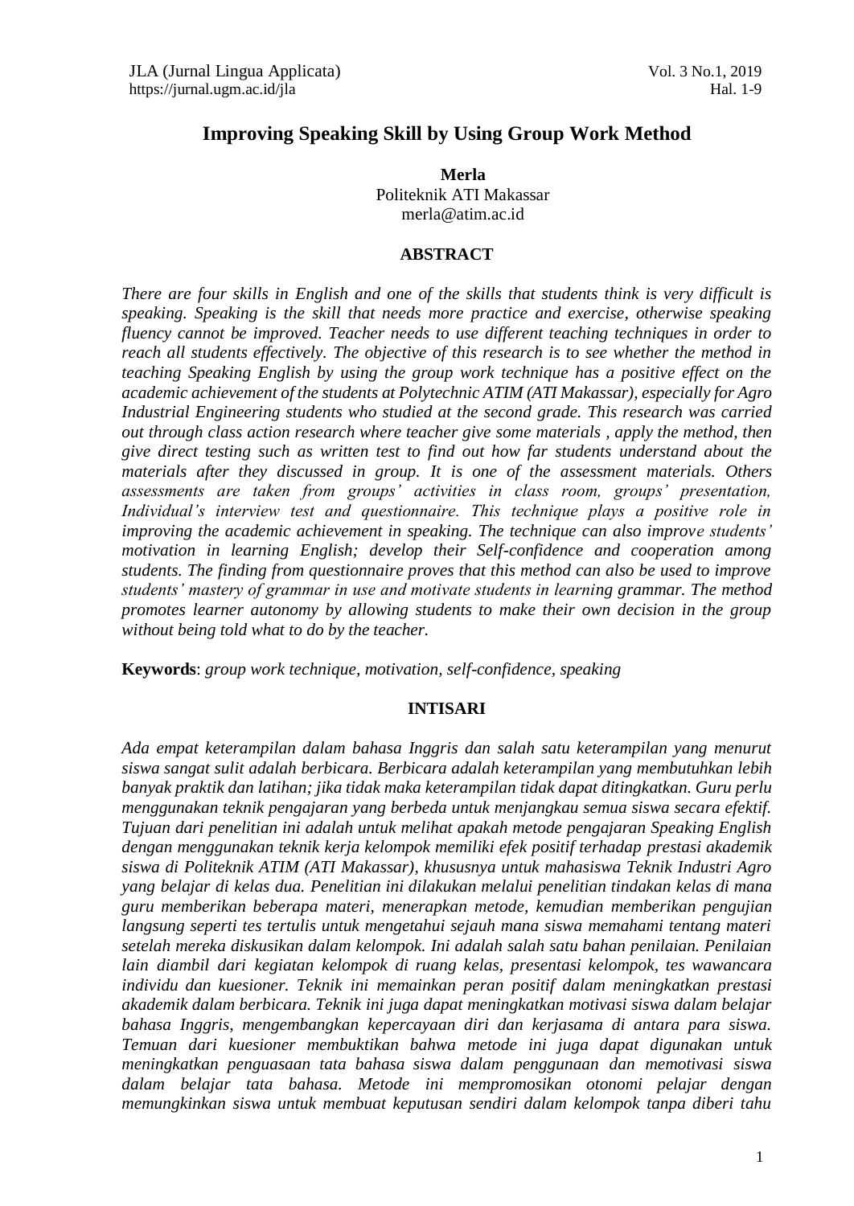# Improving Speaking Skill by Using Group Work Method

**Merla**
Politeknik ATI Makassar
merla@atim.ac.id

## ABSTRACT

*There are four skills in English and one of the skills that students think is very difficult is speaking. Speaking is the skill that needs more practice and exercise, otherwise speaking fluency cannot be improved. Teacher needs to use different teaching techniques in order to reach all students effectively. The objective of this research is to see whether the method in teaching Speaking English by using the group work technique has a positive effect on the academic achievement of the students at Polytechnic ATIM (ATI Makassar), especially for Agro Industrial Engineering students who studied at the second grade. This research was carried out through class action research where teacher give some materials , apply the method, then give direct testing such as written test to find out how far students understand about the materials after they discussed in group. It is one of the assessment materials. Others assessments are taken from groups' activities in class room, groups' presentation, Individual's interview test and questionnaire. This technique plays a positive role in improving the academic achievement in speaking. The technique can also improve students' motivation in learning English; develop their Self-confidence and cooperation among students. The finding from questionnaire proves that this method can also be used to improve students' mastery of grammar in use and motivate students in learning grammar. The method promotes learner autonomy by allowing students to make their own decision in the group without being told what to do by the teacher.*

**Keywords**: *group work technique, motivation, self-confidence, speaking*

## INTISARI

*Ada empat keterampilan dalam bahasa Inggris dan salah satu keterampilan yang menurut siswa sangat sulit adalah berbicara. Berbicara adalah keterampilan yang membutuhkan lebih banyak praktik dan latihan; jika tidak maka keterampilan tidak dapat ditingkatkan. Guru perlu menggunakan teknik pengajaran yang berbeda untuk menjangkau semua siswa secara efektif. Tujuan dari penelitian ini adalah untuk melihat apakah metode pengajaran Speaking English dengan menggunakan teknik kerja kelompok memiliki efek positif terhadap prestasi akademik siswa di Politeknik ATIM (ATI Makassar), khususnya untuk mahasiswa Teknik Industri Agro yang belajar di kelas dua. Penelitian ini dilakukan melalui penelitian tindakan kelas di mana guru memberikan beberapa materi, menerapkan metode, kemudian memberikan pengujian langsung seperti tes tertulis untuk mengetahui sejauh mana siswa memahami tentang materi setelah mereka diskusikan dalam kelompok. Ini adalah salah satu bahan penilaian. Penilaian lain diambil dari kegiatan kelompok di ruang kelas, presentasi kelompok, tes wawancara individu dan kuesioner. Teknik ini memainkan peran positif dalam meningkatkan prestasi akademik dalam berbicara. Teknik ini juga dapat meningkatkan motivasi siswa dalam belajar bahasa Inggris, mengembangkan kepercayaan diri dan kerjasama di antara para siswa. Temuan dari kuesioner membuktikan bahwa metode ini juga dapat digunakan untuk meningkatkan penguasaan tata bahasa siswa dalam penggunaan dan memotivasi siswa dalam belajar tata bahasa. Metode ini mempromosikan otonomi pelajar dengan memungkinkan siswa untuk membuat keputusan sendiri dalam kelompok tanpa diberi tahu*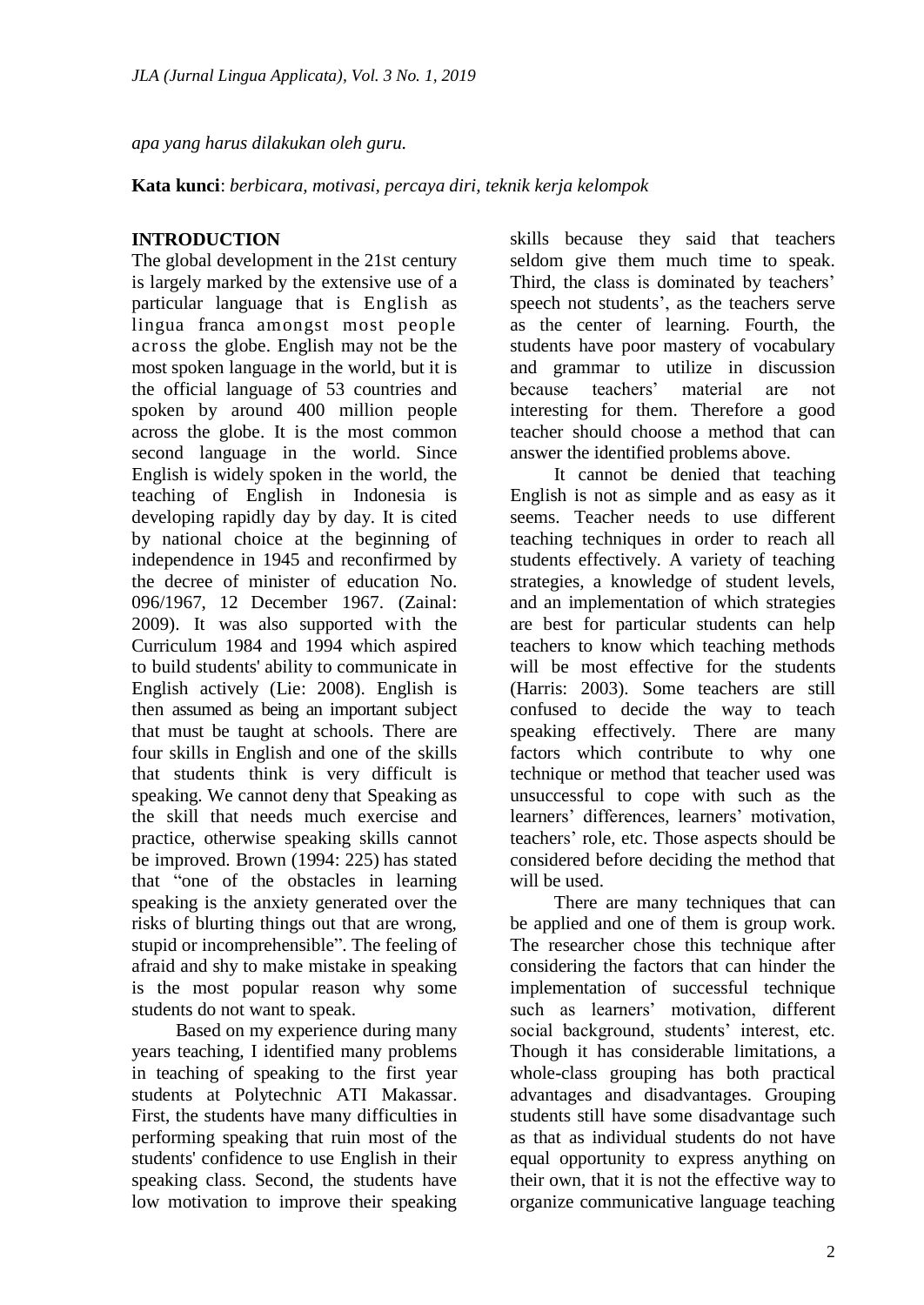*apa yang harus dilakukan oleh guru.*

**Kata kunci**: *berbicara, motivasi, percaya diri, teknik kerja kelompok*

## INTRODUCTION

The global development in the 21st century is largely marked by the extensive use of a particular language that is English as lingua franca amongst most people across the globe. English may not be the most spoken language in the world, but it is the official language of 53 countries and spoken by around 400 million people across the globe. It is the most common second language in the world. Since English is widely spoken in the world, the teaching of English in Indonesia is developing rapidly day by day. It is cited by national choice at the beginning of independence in 1945 and reconfirmed by the decree of minister of education No. 096/1967, 12 December 1967. (Zainal: 2009). It was also supported with the Curriculum 1984 and 1994 which aspired to build students' ability to communicate in English actively (Lie: 2008). English is then assumed as being an important subject that must be taught at schools. There are four skills in English and one of the skills that students think is very difficult is speaking. We cannot deny that Speaking as the skill that needs much exercise and practice, otherwise speaking skills cannot be improved. Brown (1994: 225) has stated that "one of the obstacles in learning speaking is the anxiety generated over the risks of blurting things out that are wrong, stupid or incomprehensible". The feeling of afraid and shy to make mistake in speaking is the most popular reason why some students do not want to speak.

Based on my experience during many years teaching, I identified many problems in teaching of speaking to the first year students at Polytechnic ATI Makassar. First, the students have many difficulties in performing speaking that ruin most of the students' confidence to use English in their speaking class. Second, the students have low motivation to improve their speaking skills because they said that teachers seldom give them much time to speak. Third, the class is dominated by teachers' speech not students', as the teachers serve as the center of learning. Fourth, the students have poor mastery of vocabulary and grammar to utilize in discussion because teachers' material are not interesting for them. Therefore a good teacher should choose a method that can answer the identified problems above.

It cannot be denied that teaching English is not as simple and as easy as it seems. Teacher needs to use different teaching techniques in order to reach all students effectively. A variety of teaching strategies, a knowledge of student levels, and an implementation of which strategies are best for particular students can help teachers to know which teaching methods will be most effective for the students (Harris: 2003). Some teachers are still confused to decide the way to teach speaking effectively. There are many factors which contribute to why one technique or method that teacher used was unsuccessful to cope with such as the learners' differences, learners' motivation, teachers' role, etc. Those aspects should be considered before deciding the method that will be used.

There are many techniques that can be applied and one of them is group work. The researcher chose this technique after considering the factors that can hinder the implementation of successful technique such as learners' motivation, different social background, students' interest, etc. Though it has considerable limitations, a whole-class grouping has both practical advantages and disadvantages. Grouping students still have some disadvantage such as that as individual students do not have equal opportunity to express anything on their own, that it is not the effective way to organize communicative language teaching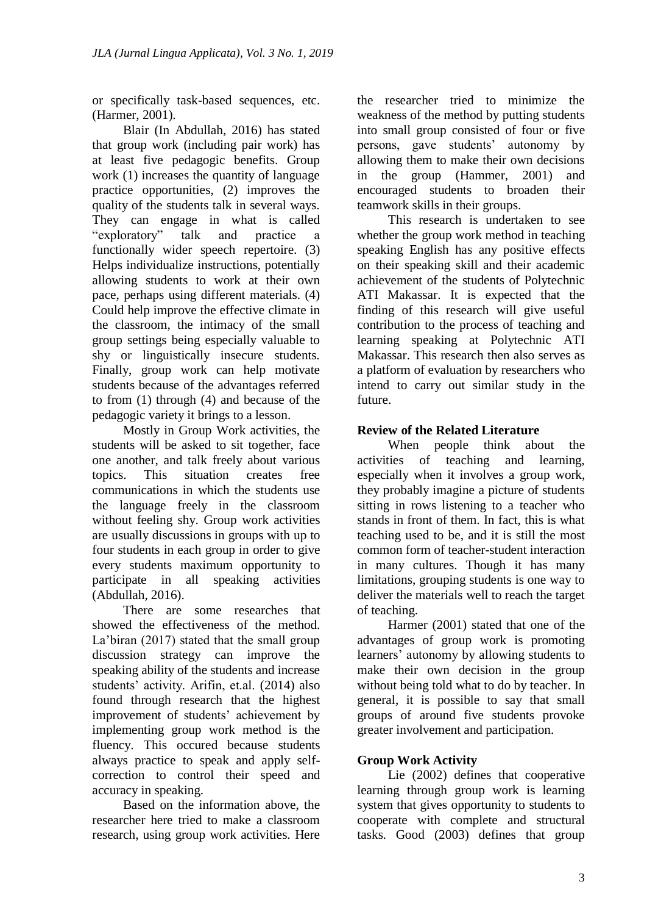or specifically task-based sequences, etc. (Harmer, 2001).

Blair (In Abdullah, 2016) has stated that group work (including pair work) has at least five pedagogic benefits. Group work (1) increases the quantity of language practice opportunities, (2) improves the quality of the students talk in several ways. They can engage in what is called "exploratory" talk and practice a functionally wider speech repertoire. (3) Helps individualize instructions, potentially allowing students to work at their own pace, perhaps using different materials. (4) Could help improve the effective climate in the classroom, the intimacy of the small group settings being especially valuable to shy or linguistically insecure students. Finally, group work can help motivate students because of the advantages referred to from (1) through (4) and because of the pedagogic variety it brings to a lesson.

Mostly in Group Work activities, the students will be asked to sit together, face one another, and talk freely about various topics. This situation creates free communications in which the students use the language freely in the classroom without feeling shy. Group work activities are usually discussions in groups with up to four students in each group in order to give every students maximum opportunity to participate in all speaking activities (Abdullah, 2016).

There are some researches that showed the effectiveness of the method. La'biran (2017) stated that the small group discussion strategy can improve the speaking ability of the students and increase students' activity. Arifin, et.al. (2014) also found through research that the highest improvement of students' achievement by implementing group work method is the fluency. This occured because students always practice to speak and apply self-correction to control their speed and accuracy in speaking.

Based on the information above, the researcher here tried to make a classroom research, using group work activities. Here the researcher tried to minimize the weakness of the method by putting students into small group consisted of four or five persons, gave students' autonomy by allowing them to make their own decisions in the group (Hammer, 2001) and encouraged students to broaden their teamwork skills in their groups.

This research is undertaken to see whether the group work method in teaching speaking English has any positive effects on their speaking skill and their academic achievement of the students of Polytechnic ATI Makassar. It is expected that the finding of this research will give useful contribution to the process of teaching and learning speaking at Polytechnic ATI Makassar. This research then also serves as a platform of evaluation by researchers who intend to carry out similar study in the future.

**Review of the Related Literature**

When people think about the activities of teaching and learning, especially when it involves a group work, they probably imagine a picture of students sitting in rows listening to a teacher who stands in front of them. In fact, this is what teaching used to be, and it is still the most common form of teacher-student interaction in many cultures. Though it has many limitations, grouping students is one way to deliver the materials well to reach the target of teaching.

Harmer (2001) stated that one of the advantages of group work is promoting learners' autonomy by allowing students to make their own decision in the group without being told what to do by teacher. In general, it is possible to say that small groups of around five students provoke greater involvement and participation.

**Group Work Activity**

Lie (2002) defines that cooperative learning through group work is learning system that gives opportunity to students to cooperate with complete and structural tasks. Good (2003) defines that group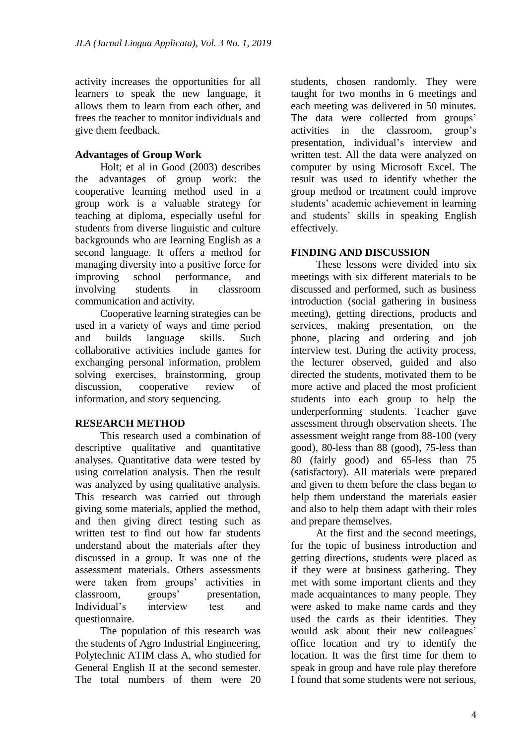activity increases the opportunities for all learners to speak the new language, it allows them to learn from each other, and frees the teacher to monitor individuals and give them feedback.

## Advantages of Group Work

Holt; et al in Good (2003) describes the advantages of group work: the cooperative learning method used in a group work is a valuable strategy for teaching at diploma, especially useful for students from diverse linguistic and culture backgrounds who are learning English as a second language. It offers a method for managing diversity into a positive force for improving school performance, and involving students in classroom communication and activity.

Cooperative learning strategies can be used in a variety of ways and time period and builds language skills. Such collaborative activities include games for exchanging personal information, problem solving exercises, brainstorming, group discussion, cooperative review of information, and story sequencing.

## RESEARCH METHOD

This research used a combination of descriptive qualitative and quantitative analyses. Quantitative data were tested by using correlation analysis. Then the result was analyzed by using qualitative analysis. This research was carried out through giving some materials, applied the method, and then giving direct testing such as written test to find out how far students understand about the materials after they discussed in a group. It was one of the assessment materials. Others assessments were taken from groups' activities in classroom, groups' presentation, Individual's interview test and questionnaire.

The population of this research was the students of Agro Industrial Engineering, Polytechnic ATIM class A, who studied for General English II at the second semester. The total numbers of them were 20 students, chosen randomly. They were taught for two months in 6 meetings and each meeting was delivered in 50 minutes. The data were collected from groups' activities in the classroom, group's presentation, individual's interview and written test. All the data were analyzed on computer by using Microsoft Excel. The result was used to identify whether the group method or treatment could improve students' academic achievement in learning and students' skills in speaking English effectively.

## FINDING AND DISCUSSION

These lessons were divided into six meetings with six different materials to be discussed and performed, such as business introduction (social gathering in business meeting), getting directions, products and services, making presentation, on the phone, placing and ordering and job interview test. During the activity process, the lecturer observed, guided and also directed the students, motivated them to be more active and placed the most proficient students into each group to help the underperforming students. Teacher gave assessment through observation sheets. The assessment weight range from 88-100 (very good), 80-less than 88 (good), 75-less than 80 (fairly good) and 65-less than 75 (satisfactory). All materials were prepared and given to them before the class began to help them understand the materials easier and also to help them adapt with their roles and prepare themselves.

At the first and the second meetings, for the topic of business introduction and getting directions, students were placed as if they were at business gathering. They met with some important clients and they made acquaintances to many people. They were asked to make name cards and they used the cards as their identities. They would ask about their new colleagues' office location and try to identify the location. It was the first time for them to speak in group and have role play therefore I found that some students were not serious,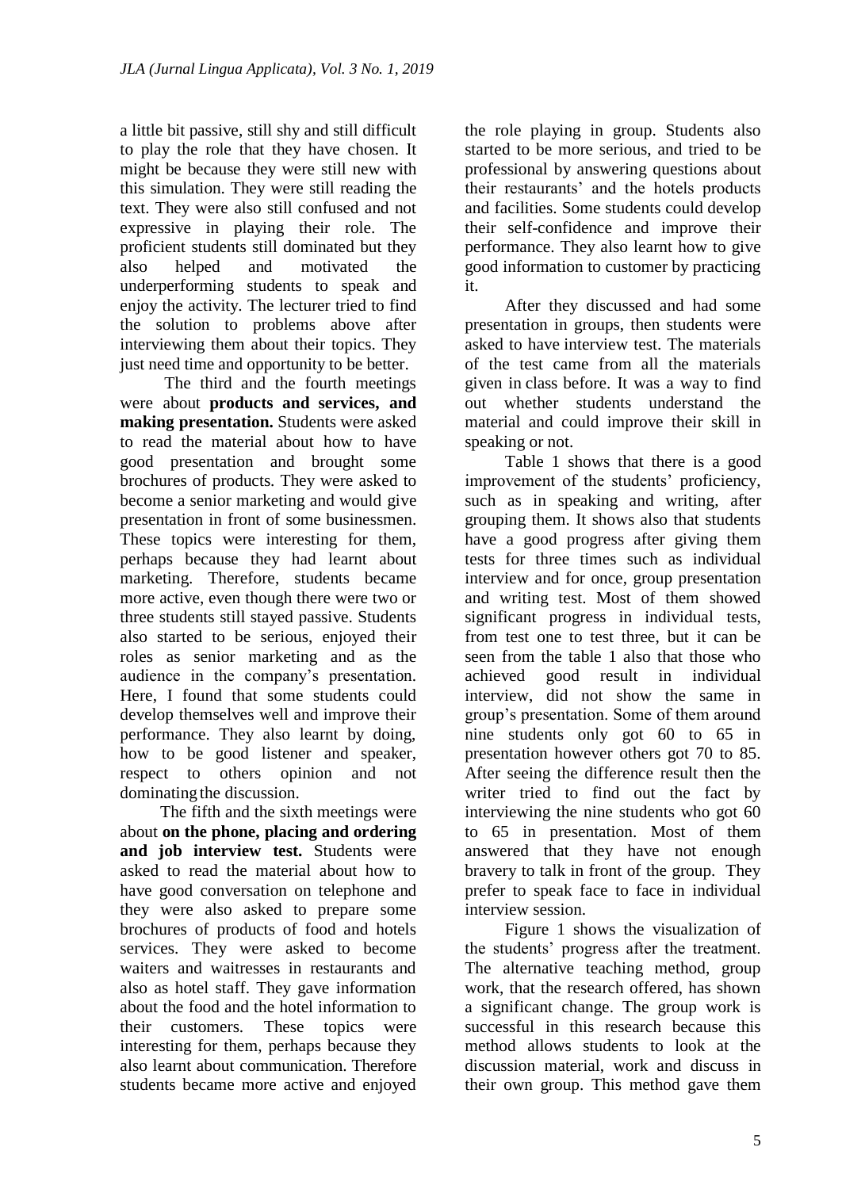a little bit passive, still shy and still difficult to play the role that they have chosen. It might be because they were still new with this simulation. They were still reading the text. They were also still confused and not expressive in playing their role. The proficient students still dominated but they also helped and motivated the underperforming students to speak and enjoy the activity. The lecturer tried to find the solution to problems above after interviewing them about their topics. They just need time and opportunity to be better.

The third and the fourth meetings were about **products and services, and making presentation.** Students were asked to read the material about how to have good presentation and brought some brochures of products. They were asked to become a senior marketing and would give presentation in front of some businessmen. These topics were interesting for them, perhaps because they had learnt about marketing. Therefore, students became more active, even though there were two or three students still stayed passive. Students also started to be serious, enjoyed their roles as senior marketing and as the audience in the company's presentation. Here, I found that some students could develop themselves well and improve their performance. They also learnt by doing, how to be good listener and speaker, respect to others opinion and not dominating the discussion.

The fifth and the sixth meetings were about **on the phone, placing and ordering and job interview test.** Students were asked to read the material about how to have good conversation on telephone and they were also asked to prepare some brochures of products of food and hotels services. They were asked to become waiters and waitresses in restaurants and also as hotel staff. They gave information about the food and the hotel information to their customers. These topics were interesting for them, perhaps they also learnt about communication. Therefore students became more active and enjoyed the role playing in group. Students also started to be more serious, and tried to be professional by answering questions about their restaurants' and the hotels products and facilities. Some students could develop their self-confidence and improve their performance. They also learnt how to give good information to customer by practicing it.

After they discussed and had some presentation in groups, then students were asked to have interview test. The materials of the test came from all the materials given in class before. It was a way to find out whether students understand the material and could improve their skill in speaking or not.

Table 1 shows that there is a good improvement of the students' proficiency, such as in speaking and writing, after grouping them. It shows also that students have a good progress after giving them tests for three times such as individual interview and for once, group presentation and writing test. Most of them showed significant progress in individual tests, from test one to test three, but it can be seen from the table 1 also that those who achieved good result in individual interview, did not show the same in group's presentation. Some of them around nine students only got 60 to 65 in presentation however others got 70 to 85. After seeing the difference result then the writer tried to find out the fact by interviewing the nine students who got 60 to 65 in presentation. Most of them answered that they have not enough bravery to talk in front of the group. They prefer to speak face to face in individual interview session.

Figure 1 shows the visualization of the students' progress after the treatment. The alternative teaching method, group work, that the research offered, has shown a significant change. The group work is successful in this research because this method allows students to look at the discussion material, work and discuss in their own group. This method gave them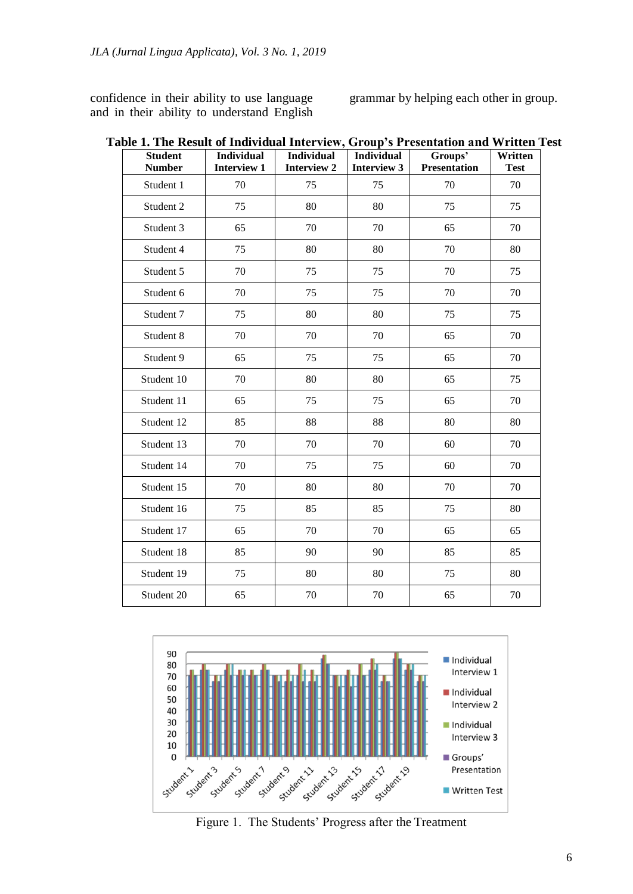confidence in their ability to use language and in their ability to understand English grammar by helping each other in group.

**Table 1. The Result of Individual Interview, Group's Presentation and Written Test**

| Student Number | Individual Interview 1 | Individual Interview 2 | Individual Interview 3 | Groups' Presentation | Written Test |
|---|---|---|---|---|---|
| Student 1 | 70 | 75 | 75 | 70 | 70 |
| Student 2 | 75 | 80 | 80 | 75 | 75 |
| Student 3 | 65 | 70 | 70 | 65 | 70 |
| Student 4 | 75 | 80 | 80 | 70 | 80 |
| Student 5 | 70 | 75 | 75 | 70 | 75 |
| Student 6 | 70 | 75 | 75 | 70 | 70 |
| Student 7 | 75 | 80 | 80 | 75 | 75 |
| Student 8 | 70 | 70 | 70 | 65 | 70 |
| Student 9 | 65 | 75 | 75 | 65 | 70 |
| Student 10 | 70 | 80 | 80 | 65 | 75 |
| Student 11 | 65 | 75 | 75 | 65 | 70 |
| Student 12 | 85 | 88 | 88 | 80 | 80 |
| Student 13 | 70 | 70 | 70 | 60 | 70 |
| Student 14 | 70 | 75 | 75 | 60 | 70 |
| Student 15 | 70 | 80 | 80 | 70 | 70 |
| Student 16 | 75 | 85 | 85 | 75 | 80 |
| Student 17 | 65 | 70 | 70 | 65 | 65 |
| Student 18 | 85 | 90 | 90 | 85 | 85 |
| Student 19 | 75 | 80 | 80 | 75 | 80 |
| Student 20 | 65 | 70 | 70 | 65 | 70 |

Figure 1. The Students' Progress after the Treatment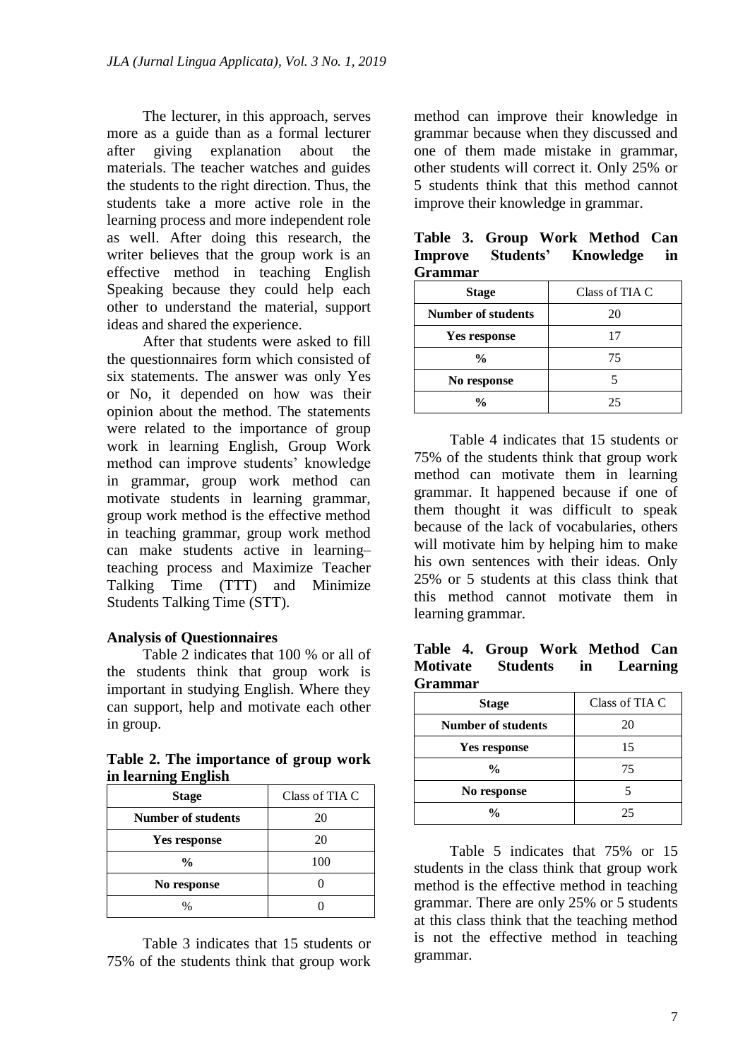The lecturer, in this approach, serves more as a guide than as a formal lecturer after giving explanation about the materials. The teacher watches and guides the students to the right direction. Thus, the students take a more active role in the learning process and more independent role as well. After doing this research, the writer believes that the group work is an effective method in teaching English Speaking because they could help each other to understand the material, support ideas and shared the experience.

After that students were asked to fill the questionnaires form which consisted of six statements. The answer was only Yes or No, it depended on how was their opinion about the method. The statements were related to the importance of group work in learning English, Group Work method can improve students' knowledge in grammar, group work method can motivate students in learning grammar, group work method is the effective method in teaching grammar, group work method can make students active in learning–teaching process and Maximize Teacher Talking Time (TTT) and Minimize Students Talking Time (STT).

**Analysis of Questionnaires**

Table 2 indicates that 100 % or all of the students think that group work is important in studying English. Where they can support, help and motivate each other in group.

**Table 2. The importance of group work in learning English**

| **Stage** | Class of TIA C |
|---|---|
| **Number of students** | 20 |
| **Yes response** | 20 |
| **%** | 100 |
| **No response** | 0 |
| % | 0 |

Table 3 indicates that 15 students or 75% of the students think that group work method can improve their knowledge in grammar because when they discussed and one of them made mistake in grammar, other students will correct it. Only 25% or 5 students think that this method cannot improve their knowledge in grammar.

**Table 3. Group Work Method Can Improve Students' Knowledge in Grammar**

| **Stage** | Class of TIA C |
|---|---|
| **Number of students** | 20 |
| **Yes response** | 17 |
| **%** | 75 |
| **No response** | 5 |
| **%** | 25 |

Table 4 indicates that 15 students or 75% of the students think that group work method can motivate them in learning grammar. It happened because if one of them thought it was difficult to speak because of the lack of vocabularies, others will motivate him by helping him to make his own sentences with their ideas. Only 25% or 5 students at this class think that this method cannot motivate them in learning grammar.

**Table 4. Group Work Method Can Motivate Students in Learning Grammar**

| **Stage** | Class of TIA C |
|---|---|
| **Number of students** | 20 |
| **Yes response** | 15 |
| **%** | 75 |
| **No response** | 5 |
| **%** | 25 |

Table 5 indicates that 75% or 15 students in the class think that group work method is the effective method in teaching grammar. There are only 25% or 5 students at this class think that the teaching method is not the effective method in teaching grammar.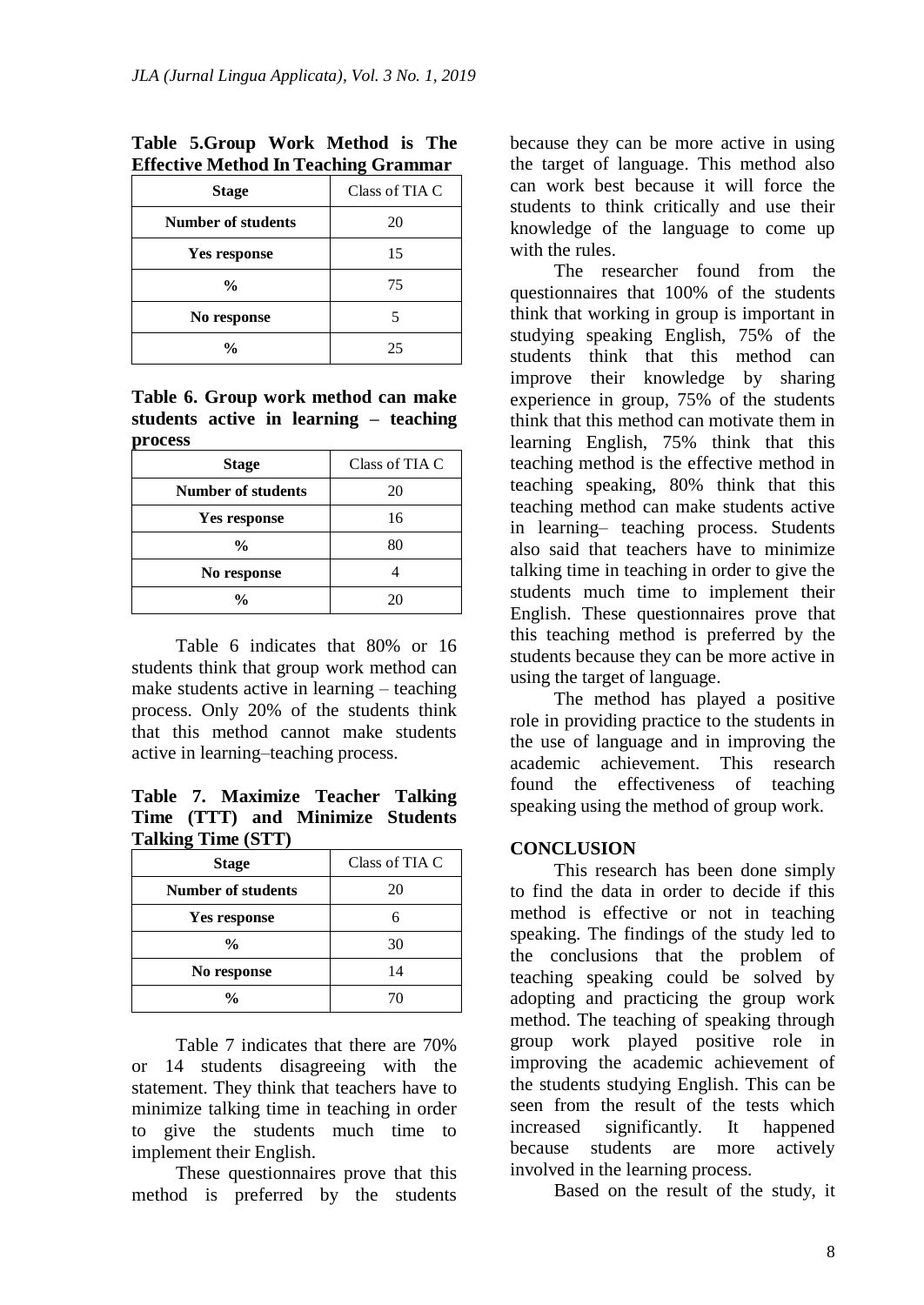**Table 5.Group Work Method is The Effective Method In Teaching Grammar**

| Stage | Class of TIA C |
|---|---|
| **Number of students** | 20 |
| **Yes response** | 15 |
| **%** | 75 |
| **No response** | 5 |
| **%** | 25 |

**Table 6. Group work method can make students active in learning – teaching process**

| Stage | Class of TIA C |
|---|---|
| **Number of students** | 20 |
| **Yes response** | 16 |
| **%** | 80 |
| **No response** | 4 |
| **%** | 20 |

Table 6 indicates that 80% or 16 students think that group work method can make students active in learning – teaching process. Only 20% of the students think that this method cannot make students active in learning–teaching process.

**Table 7. Maximize Teacher Talking Time (TTT) and Minimize Students Talking Time (STT)**

| Stage | Class of TIA C |
|---|---|
| **Number of students** | 20 |
| **Yes response** | 6 |
| **%** | 30 |
| **No response** | 14 |
| **%** | 70 |

Table 7 indicates that there are 70% or 14 students disagreeing with the statement. They think that teachers have to minimize talking time in teaching in order to give the students much time to implement their English.

These questionnaires prove that this method is preferred by the students because they can be more active in using the target of language. This method also can work best because it will force the students to think critically and use their knowledge of the language to come up with the rules.

The researcher found from the questionnaires that 100% of the students think that working in group is important in studying speaking English, 75% of the students think that this method can improve their knowledge by sharing experience in group, 75% of the students think that this method can motivate them in learning English, 75% think that this teaching method is the effective method in teaching speaking, 80% think that this teaching method can make students active in learning– teaching process. Students also said that teachers have to minimize talking time in teaching in order to give the students much time to implement their English. These questionnaires prove that this teaching method is preferred by the students because they can be more active in using the target of language.

The method has played a positive role in providing practice to the students in the use of language and in improving the academic achievement. This research found the effectiveness of teaching speaking using the method of group work.

## CONCLUSION

This research has been done simply to find the data in order to decide if this method is effective or not in teaching speaking. The findings of the study led to the conclusions that the problem of teaching speaking could be solved by adopting and practicing the group work method. The teaching of speaking through group work played positive role in improving the academic achievement of the students studying English. This can be seen from the result of the tests which increased significantly. It happened because students are more actively involved in the learning process.

Based on the result of the study, it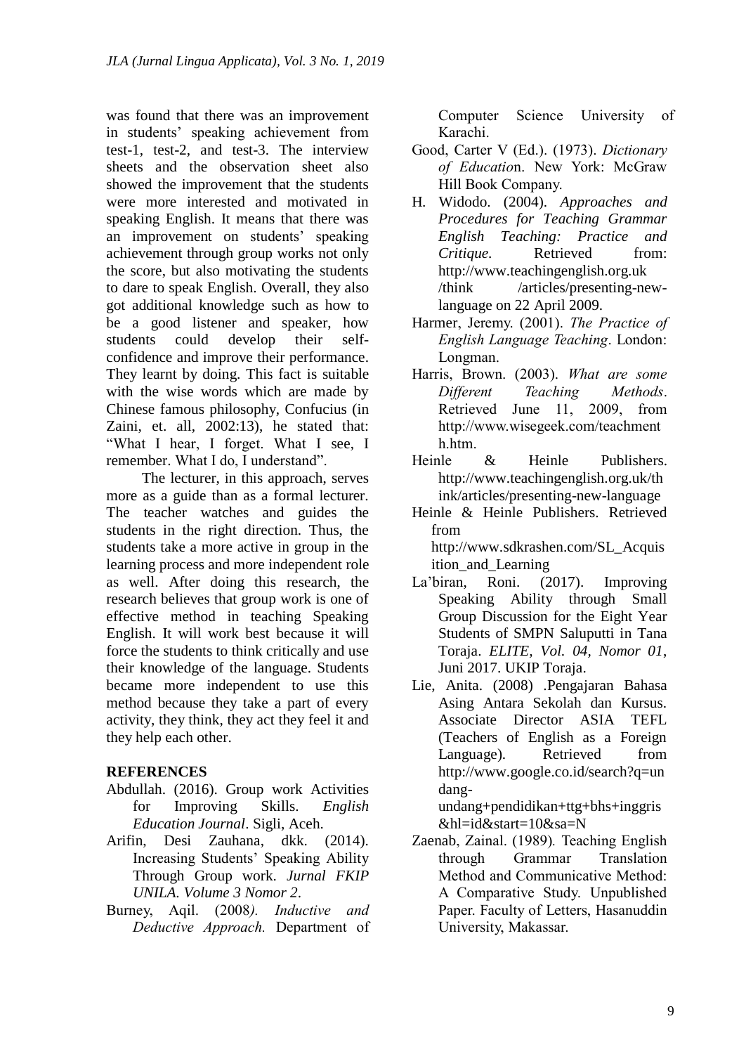was found that there was an improvement in students' speaking achievement from test-1, test-2, and test-3. The interview sheets and the observation sheet also showed the improvement that the students were more interested and motivated in speaking English. It means that there was an improvement on students' speaking achievement through group works not only the score, but also motivating the students to dare to speak English. Overall, they also got additional knowledge such as how to be a good listener and speaker, how students could develop their self-confidence and improve their performance. They learnt by doing. This fact is suitable with the wise words which are made by Chinese famous philosophy, Confucius (in Zaini, et. all, 2002:13), he stated that: "What I hear, I forget. What I see, I remember. What I do, I understand".

The lecturer, in this approach, serves more as a guide than as a formal lecturer. The teacher watches and guides the students in the right direction. Thus, the students take a more active in group in the learning process and more independent role as well. After doing this research, the research believes that group work is one of effective method in teaching Speaking English. It will work best because it will force the students to think critically and use their knowledge of the language. Students became more independent to use this method because they take a part of every activity, they think, they act they feel it and they help each other.

## REFERENCES

Abdullah. (2016). Group work Activities for Improving Skills. *English Education Journal*. Sigli, Aceh.

Arifin, Desi Zauhana, dkk. (2014). Increasing Students' Speaking Ability Through Group work. *Jurnal FKIP UNILA. Volume 3 Nomor 2*.

Burney, Aqil. (2008). *Inductive and Deductive Approach.* Department of Computer Science University of Karachi.

Good, Carter V (Ed.). (1973). *Dictionary of Educatio*n. New York: McGraw Hill Book Company.

H. Widodo. (2004). *Approaches and Procedures for Teaching Grammar English Teaching: Practice and Critique*. Retrieved from: http://www.teachingenglish.org.uk /think /articles/presenting-new-language on 22 April 2009.

Harmer, Jeremy. (2001). *The Practice of English Language Teaching*. London: Longman.

Harris, Brown. (2003). *What are some Different Teaching Methods*. Retrieved June 11, 2009, from http://www.wisegeek.com/teachmenth.htm.

Heinle & Heinle Publishers. http://www.teachingenglish.org.uk/think/articles/presenting-new-language

Heinle & Heinle Publishers. Retrieved from http://www.sdkrashen.com/SL_Acquisition_and_Learning

La'biran, Roni. (2017). Improving Speaking Ability through Small Group Discussion for the Eight Year Students of SMPN Saluputti in Tana Toraja. *ELITE, Vol. 04, Nomor 01*, Juni 2017. UKIP Toraja.

Lie, Anita. (2008) .Pengajaran Bahasa Asing Antara Sekolah dan Kursus. Associate Director ASIA TEFL (Teachers of English as a Foreign Language). Retrieved from http://www.google.co.id/search?q=undang-undang+pendidikan+ttg+bhs+inggris&hl=id&start=10&sa=N

Zaenab, Zainal. (1989). Teaching English through Grammar Translation Method and Communicative Method: A Comparative Study. Unpublished Paper. Faculty of Letters, Hasanuddin University, Makassar.